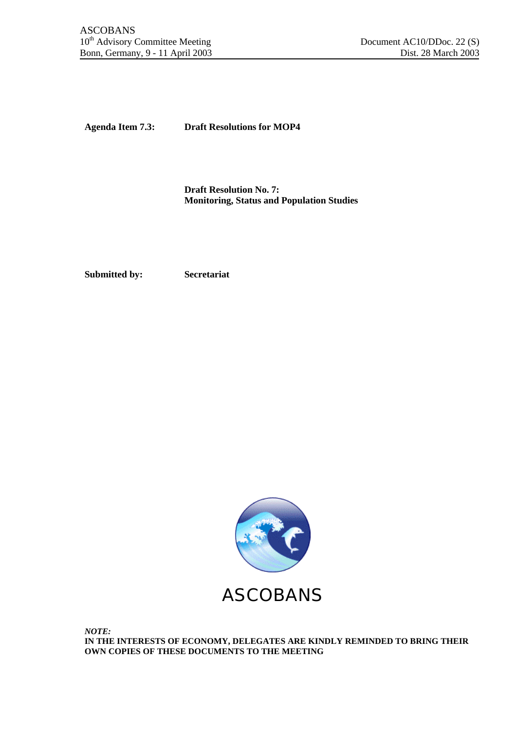ASCOBANS
10th Advisory Committee Meeting
Bonn, Germany, 9 - 11 April 2003

Document AC10/DDoc. 22 (S)
Dist. 28 March 2003

**Agenda Item 7.3:** **Draft Resolutions for MOP4**

**Draft Resolution No. 7:**
**Monitoring, Status and Population Studies**

**Submitted by:** **Secretariat**

ASCOBANS

***NOTE:***
**IN THE INTERESTS OF ECONOMY, DELEGATES ARE KINDLY REMINDED TO BRING THEIR OWN COPIES OF THESE DOCUMENTS TO THE MEETING**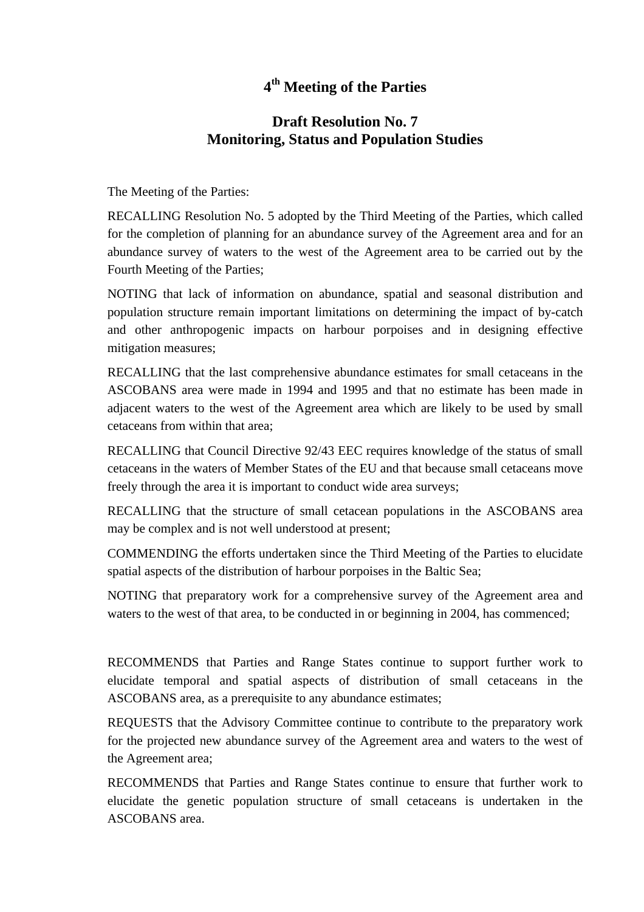# 4th Meeting of the Parties

## Draft Resolution No. 7
## Monitoring, Status and Population Studies

The Meeting of the Parties:

RECALLING Resolution No. 5 adopted by the Third Meeting of the Parties, which called for the completion of planning for an abundance survey of the Agreement area and for an abundance survey of waters to the west of the Agreement area to be carried out by the Fourth Meeting of the Parties;

NOTING that lack of information on abundance, spatial and seasonal distribution and population structure remain important limitations on determining the impact of by-catch and other anthropogenic impacts on harbour porpoises and in designing effective mitigation measures;

RECALLING that the last comprehensive abundance estimates for small cetaceans in the ASCOBANS area were made in 1994 and 1995 and that no estimate has been made in adjacent waters to the west of the Agreement area which are likely to be used by small cetaceans from within that area;

RECALLING that Council Directive 92/43 EEC requires knowledge of the status of small cetaceans in the waters of Member States of the EU and that because small cetaceans move freely through the area it is important to conduct wide area surveys;

RECALLING that the structure of small cetacean populations in the ASCOBANS area may be complex and is not well understood at present;

COMMENDING the efforts undertaken since the Third Meeting of the Parties to elucidate spatial aspects of the distribution of harbour porpoises in the Baltic Sea;

NOTING that preparatory work for a comprehensive survey of the Agreement area and waters to the west of that area, to be conducted in or beginning in 2004, has commenced;

RECOMMENDS that Parties and Range States continue to support further work to elucidate temporal and spatial aspects of distribution of small cetaceans in the ASCOBANS area, as a prerequisite to any abundance estimates;

REQUESTS that the Advisory Committee continue to contribute to the preparatory work for the projected new abundance survey of the Agreement area and waters to the west of the Agreement area;

RECOMMENDS that Parties and Range States continue to ensure that further work to elucidate the genetic population structure of small cetaceans is undertaken in the ASCOBANS area.